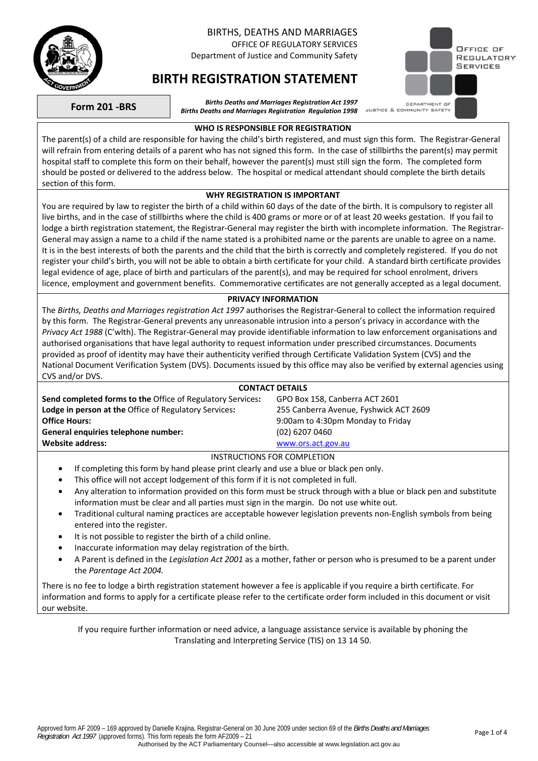BIRTHS, DEATHS AND MARRIAGES
OFFICE OF REGULATORY SERVICES
Department of Justice and Community Safety

# BIRTH REGISTRATION STATEMENT

**Form 201 -BRS**

***Births Deaths and Marriages Registration Act 1997***
***Births Deaths and Marriages Registration Regulation 1998***

### WHO IS RESPONSIBLE FOR REGISTRATION

The parent(s) of a child are responsible for having the child's birth registered, and must sign this form. The Registrar-General will refrain from entering details of a parent who has not signed this form. In the case of stillbirths the parent(s) may permit hospital staff to complete this form on their behalf, however the parent(s) must still sign the form. The completed form should be posted or delivered to the address below. The hospital or medical attendant should complete the birth details section of this form.

### WHY REGISTRATION IS IMPORTANT

You are required by law to register the birth of a child within 60 days of the date of the birth. It is compulsory to register all live births, and in the case of stillbirths where the child is 400 grams or more or of at least 20 weeks gestation. If you fail to lodge a birth registration statement, the Registrar-General may register the birth with incomplete information. The Registrar-General may assign a name to a child if the name stated is a prohibited name or the parents are unable to agree on a name. It is in the best interests of both the parents and the child that the birth is correctly and completely registered. If you do not register your child's birth, you will not be able to obtain a birth certificate for your child. A standard birth certificate provides legal evidence of age, place of birth and particulars of the parent(s), and may be required for school enrolment, drivers licence, employment and government benefits. Commemorative certificates are not generally accepted as a legal document.

### PRIVACY INFORMATION

The *Births, Deaths and Marriages registration Act 1997* authorises the Registrar-General to collect the information required by this form. The Registrar-General prevents any unreasonable intrusion into a person's privacy in accordance with the *Privacy Act 1988* (C'wlth). The Registrar-General may provide identifiable information to law enforcement organisations and authorised organisations that have legal authority to request information under prescribed circumstances. Documents provided as proof of identity may have their authenticity verified through Certificate Validation System (CVS) and the National Document Verification System (DVS). Documents issued by this office may also be verified by external agencies using CVS and/or DVS.

### CONTACT DETAILS

| | |
|---|---|
| **Send completed forms to the** Office of Regulatory Services**:** | GPO Box 158, Canberra ACT 2601 |
| **Lodge in person at the** Office of Regulatory Services**:** | 255 Canberra Avenue, Fyshwick ACT 2609 |
| **Office Hours:** | 9:00am to 4:30pm Monday to Friday |
| **General enquiries telephone number:** | (02) 6207 0460 |
| **Website address:** | www.ors.act.gov.au |

### INSTRUCTIONS FOR COMPLETION

- If completing this form by hand please print clearly and use a blue or black pen only.
- This office will not accept lodgement of this form if it is not completed in full.
- Any alteration to information provided on this form must be struck through with a blue or black pen and substitute information must be clear and all parties must sign in the margin. Do not use white out.
- Traditional cultural naming practices are acceptable however legislation prevents non-English symbols from being entered into the register.
- It is not possible to register the birth of a child online.
- Inaccurate information may delay registration of the birth.
- A Parent is defined in the *Legislation Act 2001* as a mother, father or person who is presumed to be a parent under the *Parentage Act 2004.*

There is no fee to lodge a birth registration statement however a fee is applicable if you require a birth certificate. For information and forms to apply for a certificate please refer to the certificate order form included in this document or visit our website.

If you require further information or need advice, a language assistance service is available by phoning the Translating and Interpreting Service (TIS) on 13 14 50.

Approved form AF 2009 – 169 approved by Danielle Krajina, Registrar-General on 30 June 2009 under section 69 of the *Births Deaths and Marriages Registration Act 1997* (approved forms). This form repeals the form AF2009 – 21
Authorised by the ACT Parliamentary Counsel—also accessible at www.legislation.act.gov.au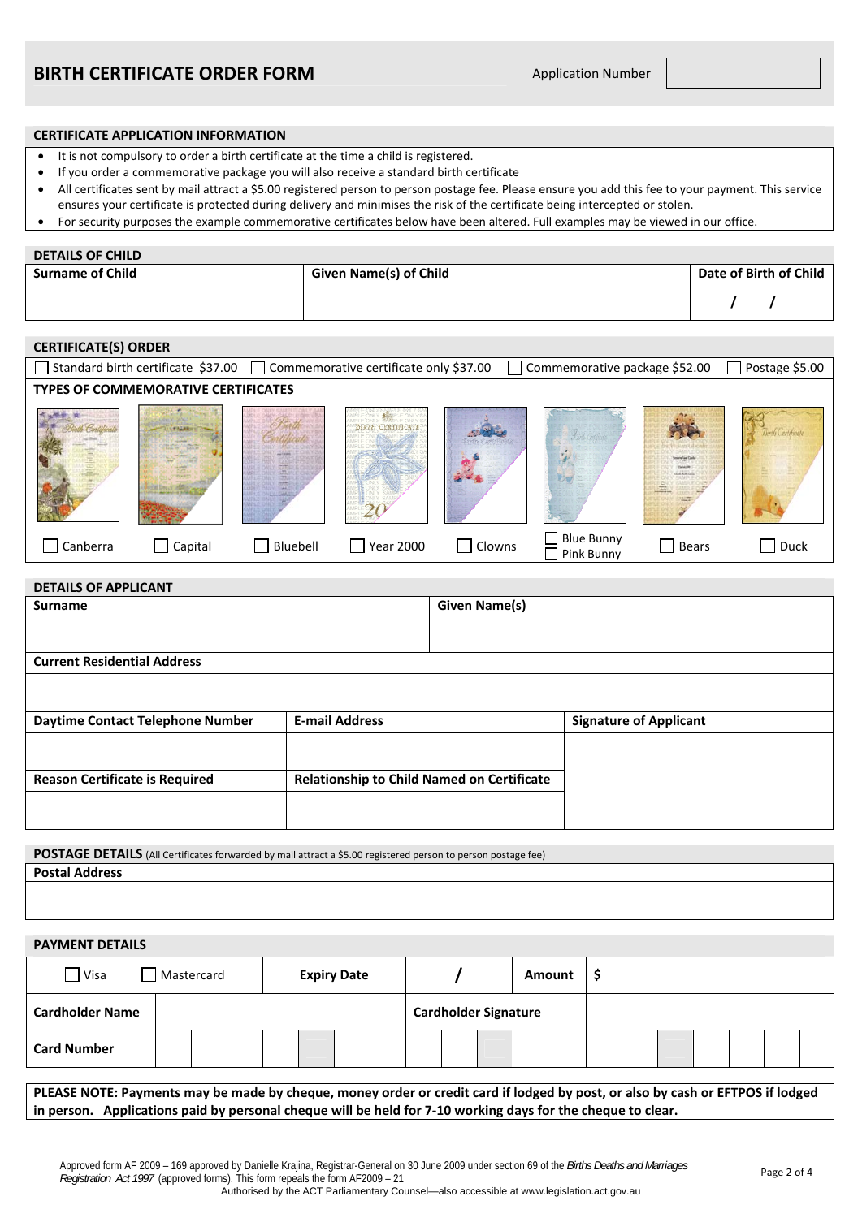# BIRTH CERTIFICATE ORDER FORM

Application Number

## CERTIFICATE APPLICATION INFORMATION

- It is not compulsory to order a birth certificate at the time a child is registered.
- If you order a commemorative package you will also receive a standard birth certificate
- All certificates sent by mail attract a $5.00 registered person to person postage fee. Please ensure you add this fee to your payment. This service ensures your certificate is protected during delivery and minimises the risk of the certificate being intercepted or stolen.
- For security purposes the example commemorative certificates below have been altered. Full examples may be viewed in our office.

## DETAILS OF CHILD

| Surname of Child | Given Name(s) of Child | Date of Birth of Child |
|---|---|---|
| | | / / |

## CERTIFICATE(S) ORDER

☐ Standard birth certificate $37.00 ☐ Commemorative certificate only $37.00 ☐ Commemorative package $52.00 ☐ Postage $5.00

### TYPES OF COMMEMORATIVE CERTIFICATES

☐ Canberra ☐ Capital ☐ Bluebell ☐ Year 2000 ☐ Clowns ☐ Blue Bunny ☐ Pink Bunny ☐ Bears ☐ Duck

## DETAILS OF APPLICANT

| Surname | Given Name(s) |
|---|---|
| | |

| Current Residential Address |
|---|
| |

| Daytime Contact Telephone Number | E-mail Address | Signature of Applicant |
|---|---|---|
| | | |
| **Reason Certificate is Required** | **Relationship to Child Named on Certificate** | |
| | | |

## POSTAGE DETAILS (All Certificates forwarded by mail attract a $5.00 registered person to person postage fee)

| Postal Address |
|---|
| |

## PAYMENT DETAILS

| ☐ Visa ☐ Mastercard | Expiry Date | / | Amount | $ |
|---|---|---|---|---|
| **Cardholder Name** | | **Cardholder Signature** | | |
| **Card Number** | | | | |

**PLEASE NOTE: Payments may be made by cheque, money order or credit card if lodged by post, or also by cash or EFTPOS if lodged in person. Applications paid by personal cheque will be held for 7-10 working days for the cheque to clear.**

Approved form AF 2009 – 169 approved by Danielle Krajina, Registrar-General on 30 June 2009 under section 69 of the *Births Deaths and Marriages Registration Act 1997* (approved forms). This form repeals the form AF2009 – 21
Authorised by the ACT Parliamentary Counsel—also accessible at www.legislation.act.gov.au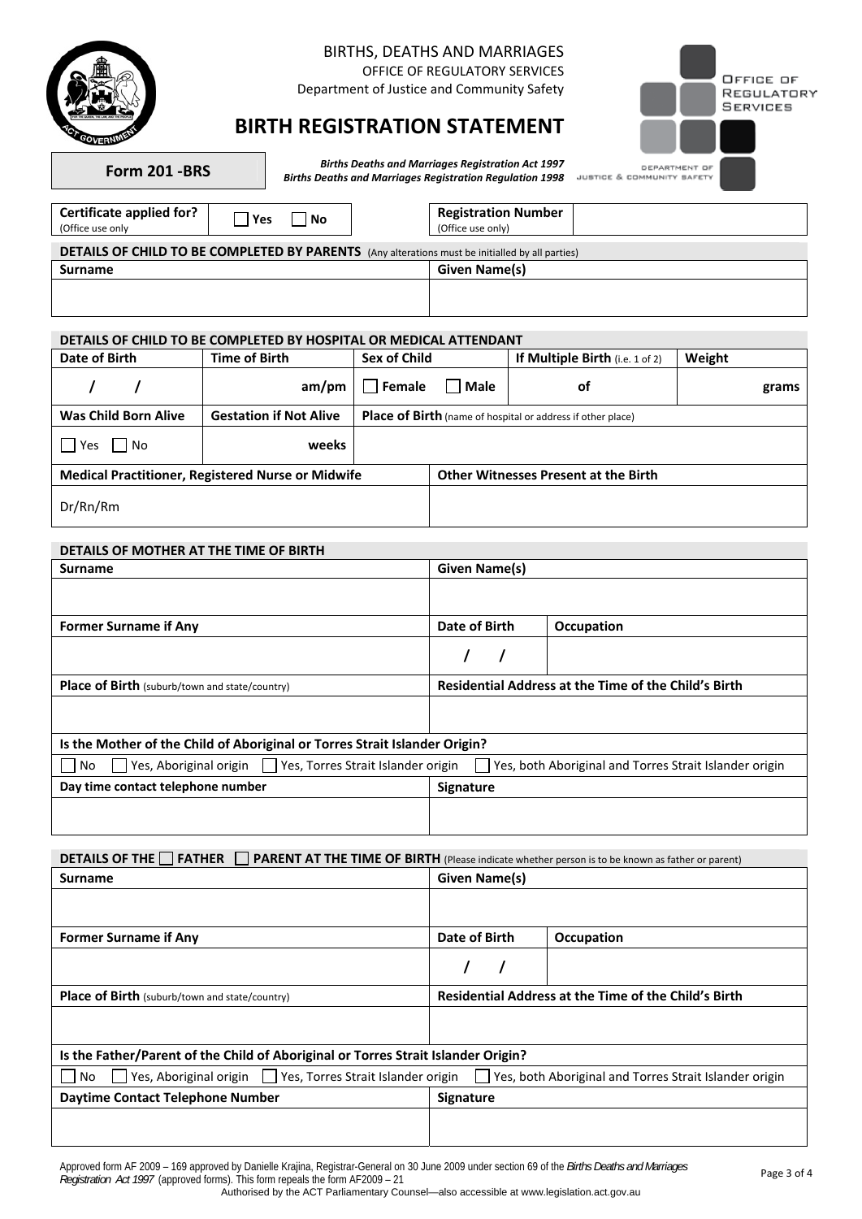BIRTHS, DEATHS AND MARRIAGES
OFFICE OF REGULATORY SERVICES
Department of Justice and Community Safety

# BIRTH REGISTRATION STATEMENT

**Form 201 -BRS**

*Births Deaths and Marriages Registration Act 1997*
*Births Deaths and Marriages Registration Regulation 1998*

| **Certificate applied for?** (Office use only | ☐ Yes ☐ No | **Registration Number** (Office use only) | |
|---|---|---|---|

**DETAILS OF CHILD TO BE COMPLETED BY PARENTS** (Any alterations must be initialled by all parties)

| **Surname** | **Given Name(s)** |
|---|---|
| | |

**DETAILS OF CHILD TO BE COMPLETED BY HOSPITAL OR MEDICAL ATTENDANT**

| **Date of Birth** | **Time of Birth** | **Sex of Child** | **If Multiple Birth** (i.e. 1 of 2) | **Weight** |
|---|---|---|---|---|
| / / | am/pm | ☐ Female ☐ Male | of | grams |

| **Was Child Born Alive** | **Gestation if Not Alive** | **Place of Birth** (name of hospital or address if other place) |
|---|---|---|
| ☐ Yes ☐ No | weeks | |

| **Medical Practitioner, Registered Nurse or Midwife** | **Other Witnesses Present at the Birth** |
|---|---|
| Dr/Rn/Rm | |

**DETAILS OF MOTHER AT THE TIME OF BIRTH**

| **Surname** | **Given Name(s)** | |
|---|---|---|
| | | |
| **Former Surname if Any** | **Date of Birth** | **Occupation** |
| | / / | |
| **Place of Birth** (suburb/town and state/country) | **Residential Address at the Time of the Child's Birth** | |
| | | |

**Is the Mother of the Child of Aboriginal or Torres Strait Islander Origin?**

☐ No ☐ Yes, Aboriginal origin ☐ Yes, Torres Strait Islander origin ☐ Yes, both Aboriginal and Torres Strait Islander origin

| **Day time contact telephone number** | **Signature** |
|---|---|
| | |

**DETAILS OF THE ☐ FATHER ☐ PARENT AT THE TIME OF BIRTH** (Please indicate whether person is to be known as father or parent)

| **Surname** | **Given Name(s)** | |
|---|---|---|
| | | |
| **Former Surname if Any** | **Date of Birth** | **Occupation** |
| | / / | |
| **Place of Birth** (suburb/town and state/country) | **Residential Address at the Time of the Child's Birth** | |
| | | |

**Is the Father/Parent of the Child of Aboriginal or Torres Strait Islander Origin?**

☐ No ☐ Yes, Aboriginal origin ☐ Yes, Torres Strait Islander origin ☐ Yes, both Aboriginal and Torres Strait Islander origin

| **Daytime Contact Telephone Number** | **Signature** |
|---|---|
| | |

Approved form AF 2009 – 169 approved by Danielle Krajina, Registrar-General on 30 June 2009 under section 69 of the *Births Deaths and Marriages Registration Act 1997* (approved forms). This form repeals the form AF2009 – 21

Authorised by the ACT Parliamentary Counsel—also accessible at www.legislation.act.gov.au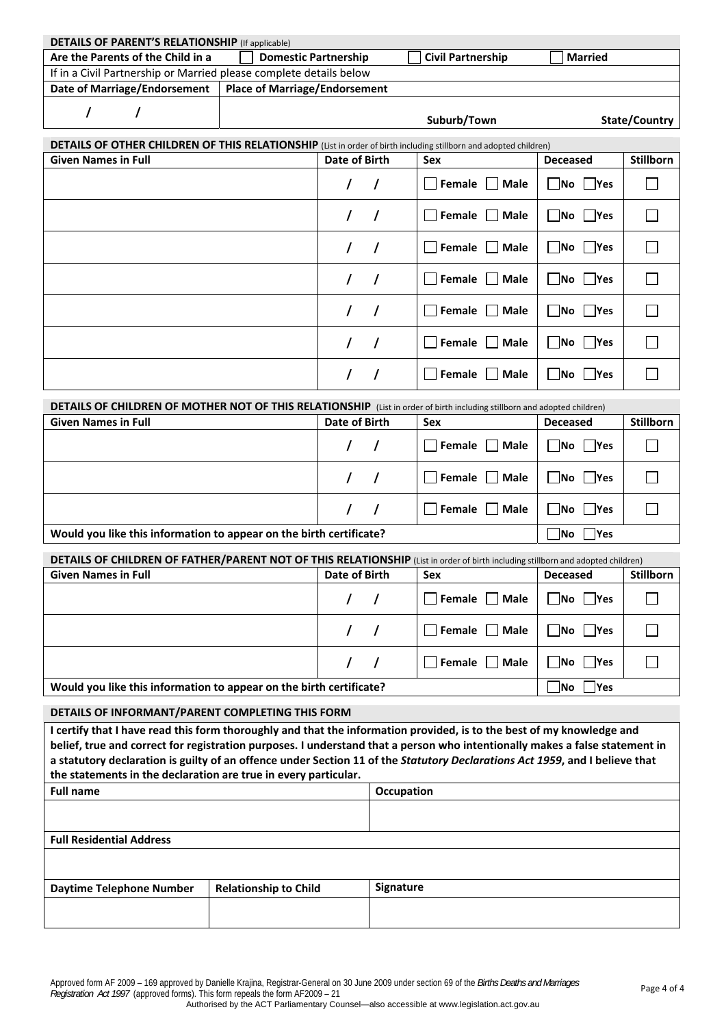## DETAILS OF PARENT'S RELATIONSHIP (If applicable)

| | | | |
|---|---|---|---|
| **Are the Parents of the Child in a** | ☐ **Domestic Partnership** | ☐ **Civil Partnership** | ☐ **Married** |
| If in a Civil Partnership or Married please complete details below | | | |
| **Date of Marriage/Endorsement** | **Place of Marriage/Endorsement** | | |
| / / | | **Suburb/Town** | **State/Country** |

## DETAILS OF OTHER CHILDREN OF THIS RELATIONSHIP (List in order of birth including stillborn and adopted children)

| Given Names in Full | Date of Birth | Sex | Deceased | Stillborn |
|---|---|---|---|---|
| | / / | ☐ Female ☐ Male | ☐ No ☐ Yes | ☐ |
| | / / | ☐ Female ☐ Male | ☐ No ☐ Yes | ☐ |
| | / / | ☐ Female ☐ Male | ☐ No ☐ Yes | ☐ |
| | / / | ☐ Female ☐ Male | ☐ No ☐ Yes | ☐ |
| | / / | ☐ Female ☐ Male | ☐ No ☐ Yes | ☐ |
| | / / | ☐ Female ☐ Male | ☐ No ☐ Yes | ☐ |
| | / / | ☐ Female ☐ Male | ☐ No ☐ Yes | ☐ |

## DETAILS OF CHILDREN OF MOTHER NOT OF THIS RELATIONSHIP (List in order of birth including stillborn and adopted children)

| Given Names in Full | Date of Birth | Sex | Deceased | Stillborn |
|---|---|---|---|---|
| | / / | ☐ Female ☐ Male | ☐ No ☐ Yes | ☐ |
| | / / | ☐ Female ☐ Male | ☐ No ☐ Yes | ☐ |
| | / / | ☐ Female ☐ Male | ☐ No ☐ Yes | ☐ |
| **Would you like this information to appear on the birth certificate?** | | | ☐ No ☐ Yes | |

## DETAILS OF CHILDREN OF FATHER/PARENT NOT OF THIS RELATIONSHIP (List in order of birth including stillborn and adopted children)

| Given Names in Full | Date of Birth | Sex | Deceased | Stillborn |
|---|---|---|---|---|
| | / / | ☐ Female ☐ Male | ☐ No ☐ Yes | ☐ |
| | / / | ☐ Female ☐ Male | ☐ No ☐ Yes | ☐ |
| | / / | ☐ Female ☐ Male | ☐ No ☐ Yes | ☐ |
| **Would you like this information to appear on the birth certificate?** | | | ☐ No ☐ Yes | |

## DETAILS OF INFORMANT/PARENT COMPLETING THIS FORM

**I certify that I have read this form thoroughly and that the information provided, is to the best of my knowledge and belief, true and correct for registration purposes. I understand that a person who intentionally makes a false statement in a statutory declaration is guilty of an offence under Section 11 of the *Statutory Declarations Act 1959*, and I believe that the statements in the declaration are true in every particular.**

| | | |
|---|---|---|
| **Full name** | | **Occupation** |
| | | |
| **Full Residential Address** | | |
| | | |
| **Daytime Telephone Number** | **Relationship to Child** | **Signature** |
| | | |

Approved form AF 2009 – 169 approved by Danielle Krajina, Registrar-General on 30 June 2009 under section 69 of the *Births Deaths and Marriages Registration Act 1997* (approved forms). This form repeals the form AF2009 – 21

Authorised by the ACT Parliamentary Counsel—also accessible at www.legislation.act.gov.au